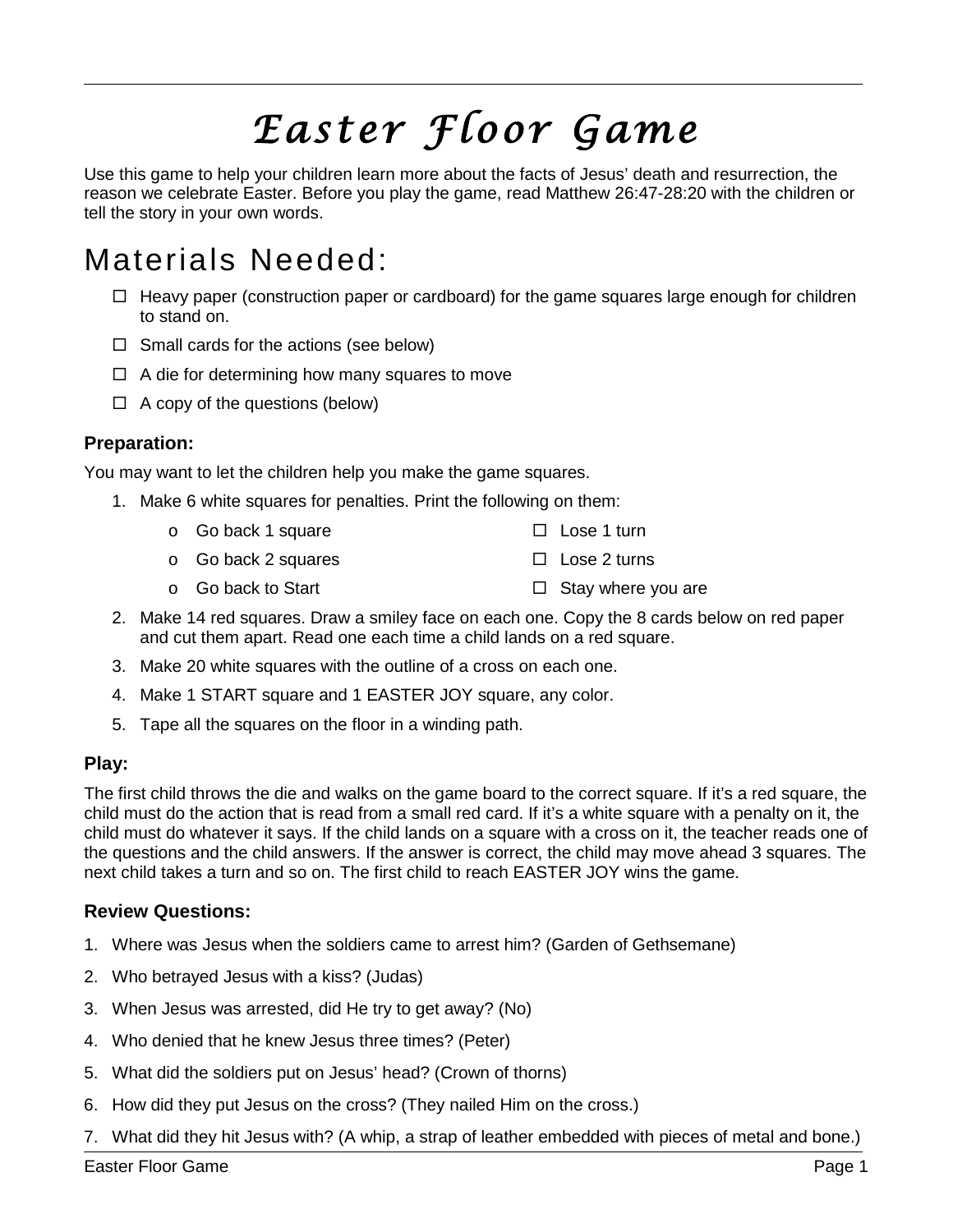# Easter Floor Game

Use this game to help your children learn more about the facts of Jesus' death and resurrection, the reason we celebrate Easter. Before you play the game, read Matthew 26:47-28:20 with the children or tell the story in your own words.

## Materials Needed:

- ☐ Heavy paper (construction paper or cardboard) for the game squares large enough for children to stand on.
- ☐ Small cards for the actions (see below)
- ☐ A die for determining how many squares to move
- ☐ A copy of the questions (below)

### Preparation:

You may want to let the children help you make the game squares.

1. Make 6 white squares for penalties. Print the following on them:
   - o Go back 1 square
   - o Go back 2 squares
   - o Go back to Start
   - ☐ Lose 1 turn
   - ☐ Lose 2 turns
   - ☐ Stay where you are
2. Make 14 red squares. Draw a smiley face on each one. Copy the 8 cards below on red paper and cut them apart. Read one each time a child lands on a red square.
3. Make 20 white squares with the outline of a cross on each one.
4. Make 1 START square and 1 EASTER JOY square, any color.
5. Tape all the squares on the floor in a winding path.

### Play:

The first child throws the die and walks on the game board to the correct square. If it's a red square, the child must do the action that is read from a small red card. If it's a white square with a penalty on it, the child must do whatever it says. If the child lands on a square with a cross on it, the teacher reads one of the questions and the child answers. If the answer is correct, the child may move ahead 3 squares. The next child takes a turn and so on. The first child to reach EASTER JOY wins the game.

### Review Questions:

1. Where was Jesus when the soldiers came to arrest him? (Garden of Gethsemane)
2. Who betrayed Jesus with a kiss? (Judas)
3. When Jesus was arrested, did He try to get away? (No)
4. Who denied that he knew Jesus three times? (Peter)
5. What did the soldiers put on Jesus' head? (Crown of thorns)
6. How did they put Jesus on the cross? (They nailed Him on the cross.)
7. What did they hit Jesus with? (A whip, a strap of leather embedded with pieces of metal and bone.)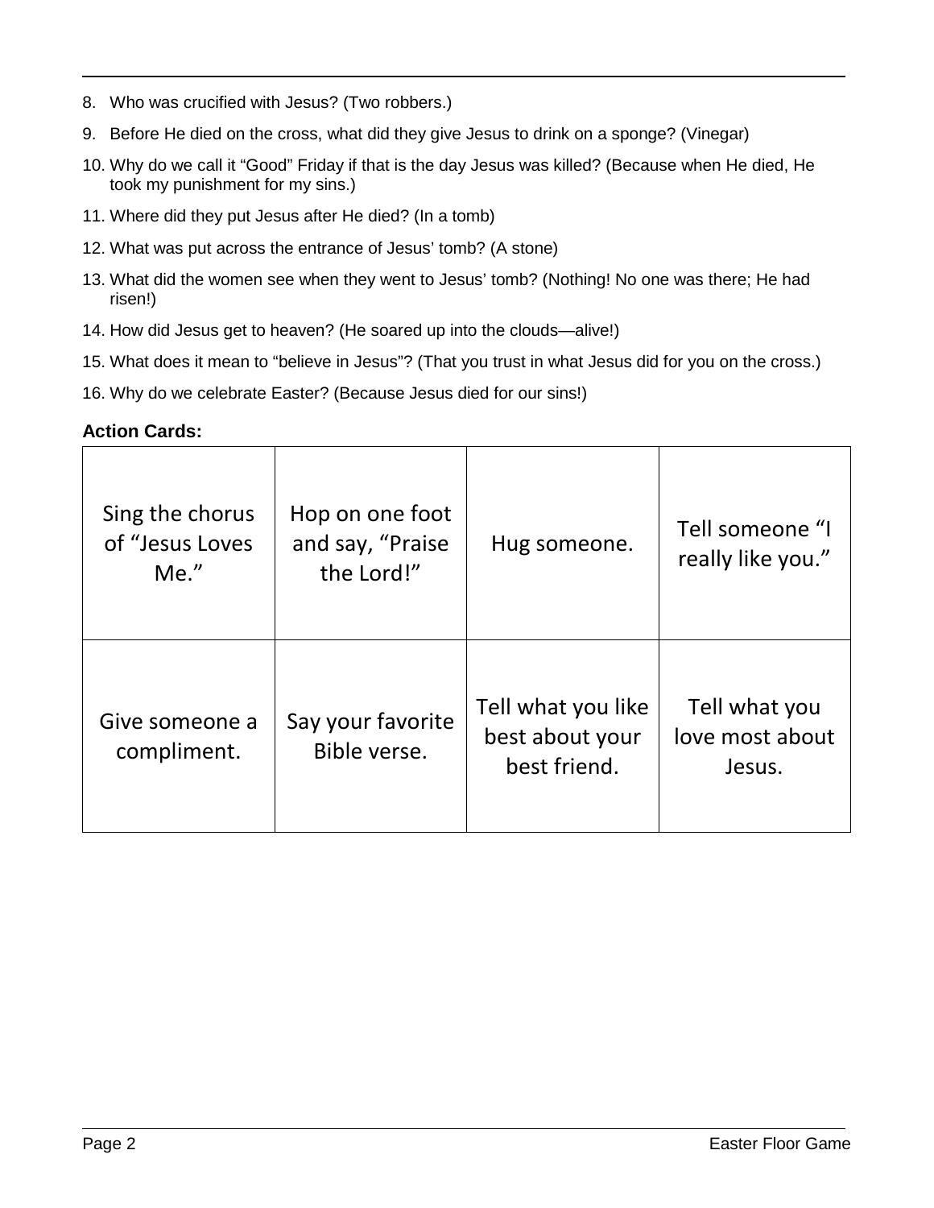8. Who was crucified with Jesus? (Two robbers.)
9. Before He died on the cross, what did they give Jesus to drink on a sponge? (Vinegar)
10. Why do we call it "Good" Friday if that is the day Jesus was killed? (Because when He died, He took my punishment for my sins.)
11. Where did they put Jesus after He died? (In a tomb)
12. What was put across the entrance of Jesus' tomb? (A stone)
13. What did the women see when they went to Jesus' tomb? (Nothing! No one was there; He had risen!)
14. How did Jesus get to heaven? (He soared up into the clouds—alive!)
15. What does it mean to "believe in Jesus"? (That you trust in what Jesus did for you on the cross.)
16. Why do we celebrate Easter? (Because Jesus died for our sins!)

**Action Cards:**

| | | | |
|---|---|---|---|
| Sing the chorus of "Jesus Loves Me." | Hop on one foot and say, "Praise the Lord!" | Hug someone. | Tell someone "I really like you." |
| Give someone a compliment. | Say your favorite Bible verse. | Tell what you like best about your best friend. | Tell what you love most about Jesus. |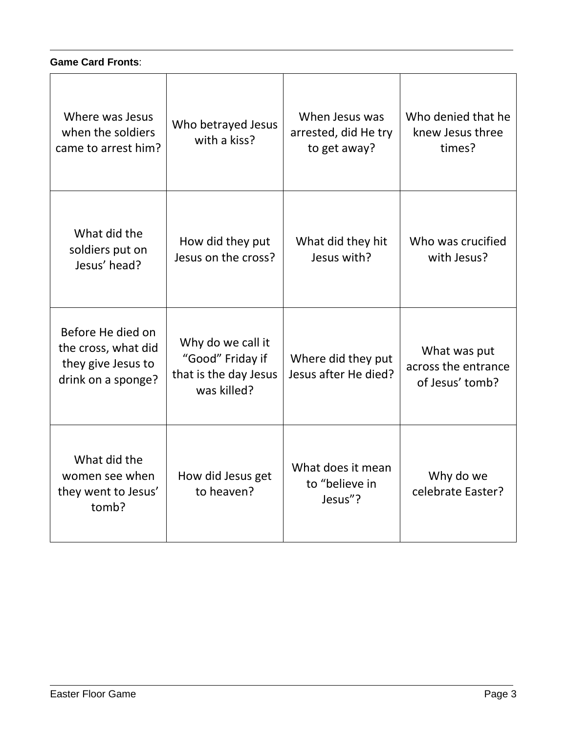**Game Card Fronts**:

| | | | |
|---|---|---|---|
| Where was Jesus when the soldiers came to arrest him? | Who betrayed Jesus with a kiss? | When Jesus was arrested, did He try to get away? | Who denied that he knew Jesus three times? |
| What did the soldiers put on Jesus' head? | How did they put Jesus on the cross? | What did they hit Jesus with? | Who was crucified with Jesus? |
| Before He died on the cross, what did they give Jesus to drink on a sponge? | Why do we call it "Good" Friday if that is the day Jesus was killed? | Where did they put Jesus after He died? | What was put across the entrance of Jesus' tomb? |
| What did the women see when they went to Jesus' tomb? | How did Jesus get to heaven? | What does it mean to "believe in Jesus"? | Why do we celebrate Easter? |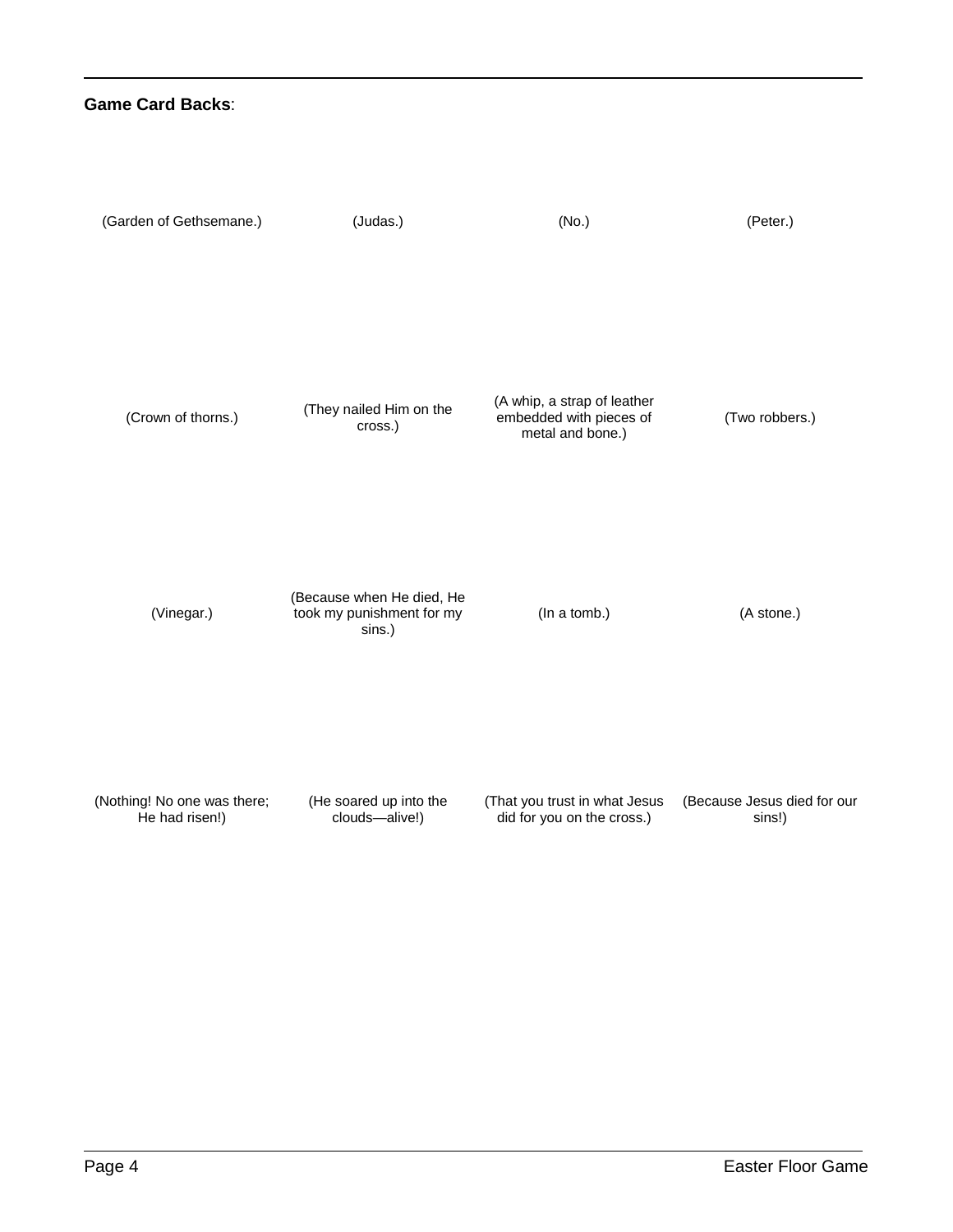**Game Card Backs**:

| | | | |
|---|---|---|---|
| (Garden of Gethsemane.) | (Judas.) | (No.) | (Peter.) |
| (Crown of thorns.) | (They nailed Him on the cross.) | (A whip, a strap of leather embedded with pieces of metal and bone.) | (Two robbers.) |
| (Vinegar.) | (Because when He died, He took my punishment for my sins.) | (In a tomb.) | (A stone.) |
| (Nothing! No one was there; He had risen!) | (He soared up into the clouds—alive!) | (That you trust in what Jesus did for you on the cross.) | (Because Jesus died for our sins!) |